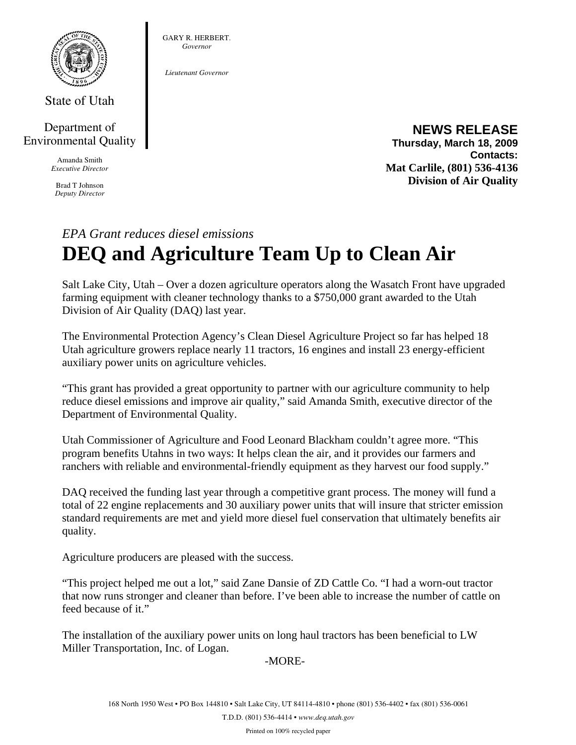State of Utah

Department of Environmental Quality

Amanda Smith
*Executive Director*

Brad T Johnson
*Deputy Director*

GARY R. HERBERT.
*Governor*

*Lieutenant Governor*

**NEWS RELEASE**
**Thursday, March 18, 2009**
**Contacts:**
**Mat Carlile, (801) 536-4136**
**Division of Air Quality**

*EPA Grant reduces diesel emissions*

# DEQ and Agriculture Team Up to Clean Air

Salt Lake City, Utah – Over a dozen agriculture operators along the Wasatch Front have upgraded farming equipment with cleaner technology thanks to a $750,000 grant awarded to the Utah Division of Air Quality (DAQ) last year.

The Environmental Protection Agency's Clean Diesel Agriculture Project so far has helped 18 Utah agriculture growers replace nearly 11 tractors, 16 engines and install 23 energy-efficient auxiliary power units on agriculture vehicles.

"This grant has provided a great opportunity to partner with our agriculture community to help reduce diesel emissions and improve air quality," said Amanda Smith, executive director of the Department of Environmental Quality.

Utah Commissioner of Agriculture and Food Leonard Blackham couldn't agree more. "This program benefits Utahns in two ways: It helps clean the air, and it provides our farmers and ranchers with reliable and environmental-friendly equipment as they harvest our food supply."

DAQ received the funding last year through a competitive grant process. The money will fund a total of 22 engine replacements and 30 auxiliary power units that will insure that stricter emission standard requirements are met and yield more diesel fuel conservation that ultimately benefits air quality.

Agriculture producers are pleased with the success.

"This project helped me out a lot," said Zane Dansie of ZD Cattle Co. "I had a worn-out tractor that now runs stronger and cleaner than before. I've been able to increase the number of cattle on feed because of it."

The installation of the auxiliary power units on long haul tractors has been beneficial to LW Miller Transportation, Inc. of Logan.

-MORE-

168 North 1950 West • PO Box 144810 • Salt Lake City, UT 84114-4810 • phone (801) 536-4402 • fax (801) 536-0061
T.D.D. (801) 536-4414 • *www.deq.utah.gov*
Printed on 100% recycled paper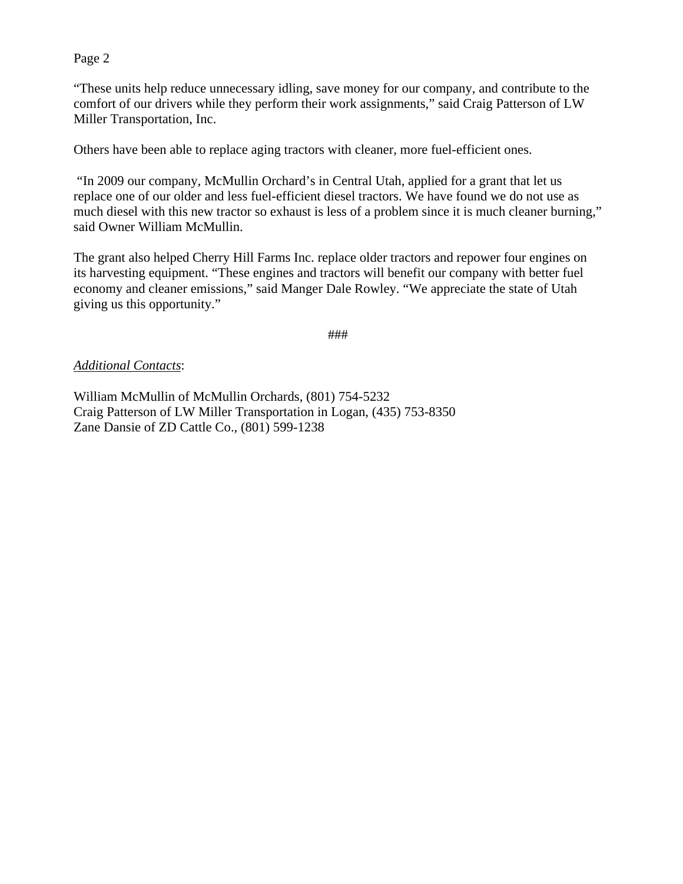“These units help reduce unnecessary idling, save money for our company, and contribute to the comfort of our drivers while they perform their work assignments,” said Craig Patterson of LW Miller Transportation, Inc.

Others have been able to replace aging tractors with cleaner, more fuel-efficient ones.

“In 2009 our company, McMullin Orchard’s in Central Utah, applied for a grant that let us replace one of our older and less fuel-efficient diesel tractors. We have found we do not use as much diesel with this new tractor so exhaust is less of a problem since it is much cleaner burning,” said Owner William McMullin.

The grant also helped Cherry Hill Farms Inc. replace older tractors and repower four engines on its harvesting equipment. “These engines and tractors will benefit our company with better fuel economy and cleaner emissions,” said Manger Dale Rowley. “We appreciate the state of Utah giving us this opportunity.”

###

*Additional Contacts*:

William McMullin of McMullin Orchards, (801) 754-5232
Craig Patterson of LW Miller Transportation in Logan, (435) 753-8350
Zane Dansie of ZD Cattle Co., (801) 599-1238